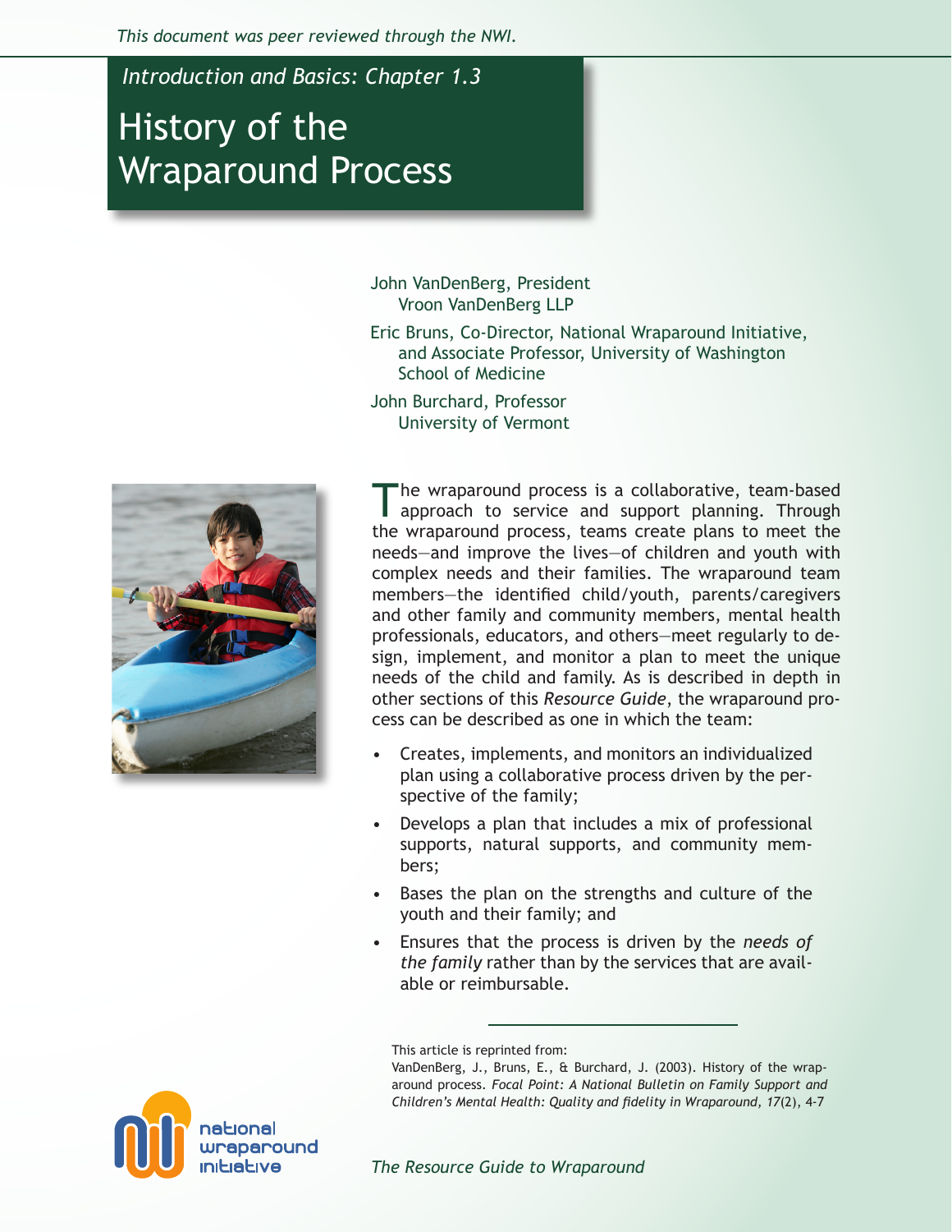*This document was peer reviewed through the NWI.*

*Introduction and Basics: Chapter 1.3*

# History of the Wraparound Process

John VanDenBerg, President
Vroon VanDenBerg LLP

Eric Bruns, Co-Director, National Wraparound Initiative, and Associate Professor, University of Washington School of Medicine

John Burchard, Professor
University of Vermont

The wraparound process is a collaborative, team-based approach to service and support planning. Through the wraparound process, teams create plans to meet the needs—and improve the lives—of children and youth with complex needs and their families. The wraparound team members—the identified child/youth, parents/caregivers and other family and community members, mental health professionals, educators, and others—meet regularly to design, implement, and monitor a plan to meet the unique needs of the child and family. As is described in depth in other sections of this *Resource Guide*, the wraparound process can be described as one in which the team:

- Creates, implements, and monitors an individualized plan using a collaborative process driven by the perspective of the family;
- Develops a plan that includes a mix of professional supports, natural supports, and community members;
- Bases the plan on the strengths and culture of the youth and their family; and
- Ensures that the process is driven by the *needs of the family* rather than by the services that are available or reimbursable.

---

This article is reprinted from:
VanDenBerg, J., Bruns, E., & Burchard, J. (2003). History of the wraparound process. *Focal Point: A National Bulletin on Family Support and Children's Mental Health: Quality and fidelity in Wraparound, 17*(2), 4-7

*The Resource Guide to Wraparound*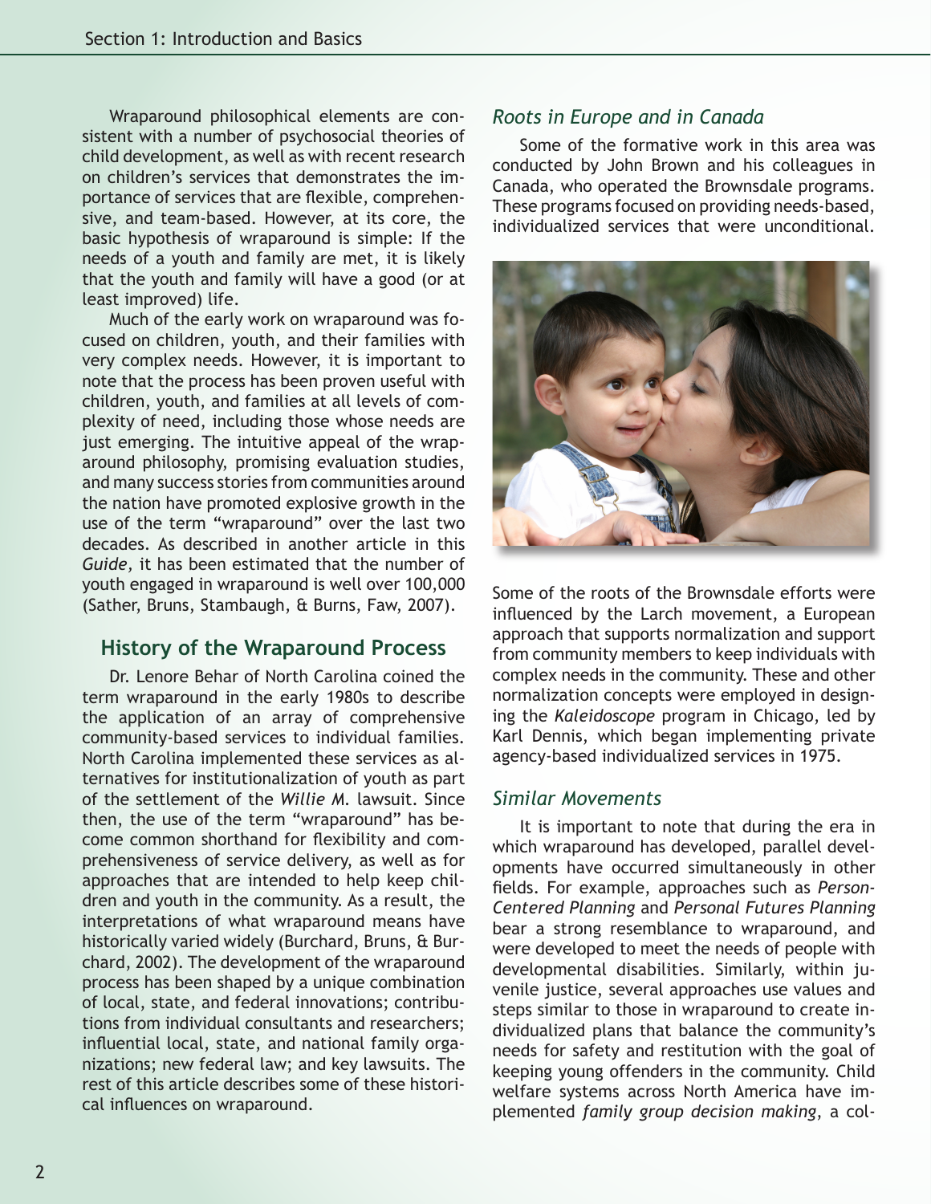Wraparound philosophical elements are consistent with a number of psychosocial theories of child development, as well as with recent research on children's services that demonstrates the importance of services that are flexible, comprehensive, and team-based. However, at its core, the basic hypothesis of wraparound is simple: If the needs of a youth and family are met, it is likely that the youth and family will have a good (or at least improved) life.

Much of the early work on wraparound was focused on children, youth, and their families with very complex needs. However, it is important to note that the process has been proven useful with children, youth, and families at all levels of complexity of need, including those whose needs are just emerging. The intuitive appeal of the wraparound philosophy, promising evaluation studies, and many success stories from communities around the nation have promoted explosive growth in the use of the term "wraparound" over the last two decades. As described in another article in this *Guide,* it has been estimated that the number of youth engaged in wraparound is well over 100,000 (Sather, Bruns, Stambaugh, & Burns, Faw, 2007).

## History of the Wraparound Process

Dr. Lenore Behar of North Carolina coined the term wraparound in the early 1980s to describe the application of an array of comprehensive community-based services to individual families. North Carolina implemented these services as alternatives for institutionalization of youth as part of the settlement of the *Willie M.* lawsuit. Since then, the use of the term "wraparound" has become common shorthand for flexibility and comprehensiveness of service delivery, as well as for approaches that are intended to help keep children and youth in the community. As a result, the interpretations of what wraparound means have historically varied widely (Burchard, Bruns, & Burchard, 2002). The development of the wraparound process has been shaped by a unique combination of local, state, and federal innovations; contributions from individual consultants and researchers; influential local, state, and national family organizations; new federal law; and key lawsuits. The rest of this article describes some of these historical influences on wraparound.

### *Roots in Europe and in Canada*

Some of the formative work in this area was conducted by John Brown and his colleagues in Canada, who operated the Brownsdale programs. These programs focused on providing needs-based, individualized services that were unconditional. Some of the roots of the Brownsdale efforts were influenced by the Larch movement, a European approach that supports normalization and support from community members to keep individuals with complex needs in the community. These and other normalization concepts were employed in designing the *Kaleidoscope* program in Chicago, led by Karl Dennis, which began implementing private agency-based individualized services in 1975.

### *Similar Movements*

It is important to note that during the era in which wraparound has developed, parallel developments have occurred simultaneously in other fields. For example, approaches such as *Person-Centered Planning* and *Personal Futures Planning* bear a strong resemblance to wraparound, and were developed to meet the needs of people with developmental disabilities. Similarly, within juvenile justice, several approaches use values and steps similar to those in wraparound to create individualized plans that balance the community's needs for safety and restitution with the goal of keeping young offenders in the community. Child welfare systems across North America have implemented *family group decision making*, a col-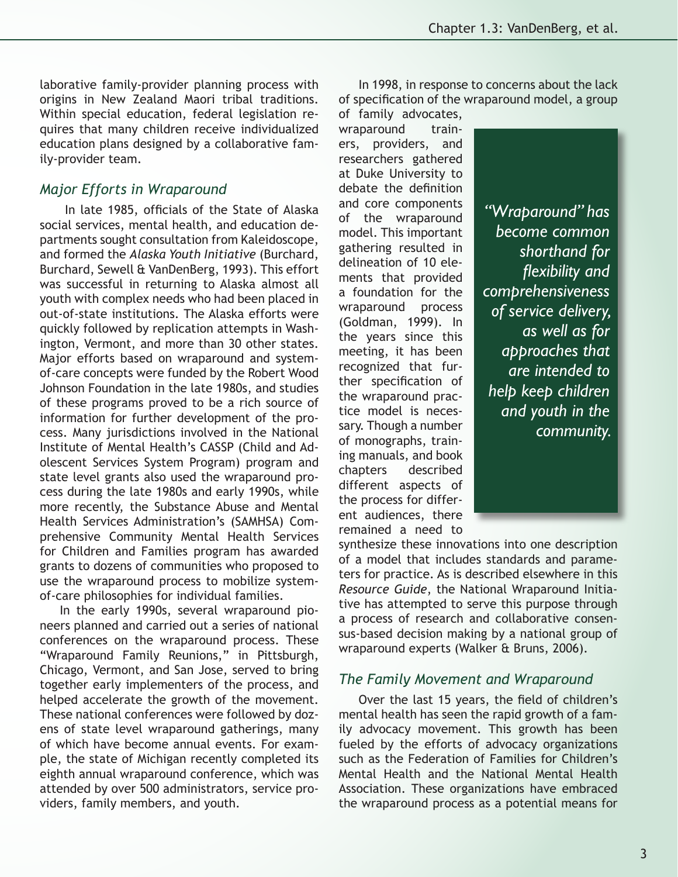laborative family-provider planning process with origins in New Zealand Maori tribal traditions. Within special education, federal legislation requires that many children receive individualized education plans designed by a collaborative family-provider team.

### *Major Efforts in Wraparound*

In late 1985, officials of the State of Alaska social services, mental health, and education departments sought consultation from Kaleidoscope, and formed the *Alaska Youth Initiative* (Burchard, Burchard, Sewell & VanDenBerg, 1993). This effort was successful in returning to Alaska almost all youth with complex needs who had been placed in out-of-state institutions. The Alaska efforts were quickly followed by replication attempts in Washington, Vermont, and more than 30 other states. Major efforts based on wraparound and system-of-care concepts were funded by the Robert Wood Johnson Foundation in the late 1980s, and studies of these programs proved to be a rich source of information for further development of the process. Many jurisdictions involved in the National Institute of Mental Health's CASSP (Child and Adolescent Services System Program) program and state level grants also used the wraparound process during the late 1980s and early 1990s, while more recently, the Substance Abuse and Mental Health Services Administration's (SAMHSA) Comprehensive Community Mental Health Services for Children and Families program has awarded grants to dozens of communities who proposed to use the wraparound process to mobilize system-of-care philosophies for individual families.

In the early 1990s, several wraparound pioneers planned and carried out a series of national conferences on the wraparound process. These "Wraparound Family Reunions," in Pittsburgh, Chicago, Vermont, and San Jose, served to bring together early implementers of the process, and helped accelerate the growth of the movement. These national conferences were followed by dozens of state level wraparound gatherings, many of which have become annual events. For example, the state of Michigan recently completed its eighth annual wraparound conference, which was attended by over 500 administrators, service providers, family members, and youth.

In 1998, in response to concerns about the lack of specification of the wraparound model, a group of family advocates, wraparound trainers, providers, and researchers gathered at Duke University to debate the definition and core components of the wraparound model. This important gathering resulted in delineation of 10 elements that provided a foundation for the wraparound process (Goldman, 1999). In the years since this meeting, it has been recognized that further specification of the wraparound practice model is necessary. Though a number of monographs, training manuals, and book chapters described different aspects of the process for different audiences, there remained a need to synthesize these innovations into one description of a model that includes standards and parameters for practice. As is described elsewhere in this *Resource Guide*, the National Wraparound Initiative has attempted to serve this purpose through a process of research and collaborative consensus-based decision making by a national group of wraparound experts (Walker & Bruns, 2006).

> *"Wraparound" has become common shorthand for flexibility and comprehensiveness of service delivery, as well as for approaches that are intended to help keep children and youth in the community.*

### *The Family Movement and Wraparound*

Over the last 15 years, the field of children's mental health has seen the rapid growth of a family advocacy movement. This growth has been fueled by the efforts of advocacy organizations such as the Federation of Families for Children's Mental Health and the National Mental Health Association. These organizations have embraced the wraparound process as a potential means for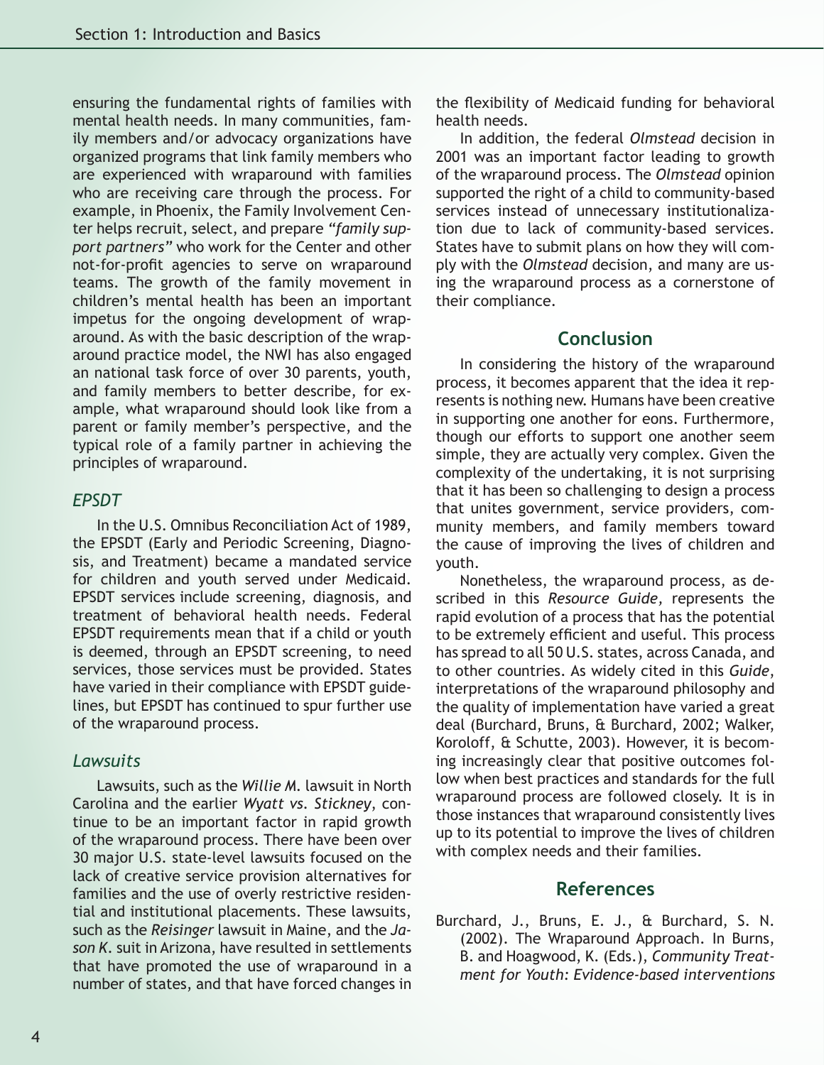ensuring the fundamental rights of families with mental health needs. In many communities, family members and/or advocacy organizations have organized programs that link family members who are experienced with wraparound with families who are receiving care through the process. For example, in Phoenix, the Family Involvement Center helps recruit, select, and prepare *"family support partners"* who work for the Center and other not-for-profit agencies to serve on wraparound teams. The growth of the family movement in children's mental health has been an important impetus for the ongoing development of wraparound. As with the basic description of the wraparound practice model, the NWI has also engaged an national task force of over 30 parents, youth, and family members to better describe, for example, what wraparound should look like from a parent or family member's perspective, and the typical role of a family partner in achieving the principles of wraparound.

### *EPSDT*

In the U.S. Omnibus Reconciliation Act of 1989, the EPSDT (Early and Periodic Screening, Diagnosis, and Treatment) became a mandated service for children and youth served under Medicaid. EPSDT services include screening, diagnosis, and treatment of behavioral health needs. Federal EPSDT requirements mean that if a child or youth is deemed, through an EPSDT screening, to need services, those services must be provided. States have varied in their compliance with EPSDT guidelines, but EPSDT has continued to spur further use of the wraparound process.

### *Lawsuits*

Lawsuits, such as the *Willie M.* lawsuit in North Carolina and the earlier *Wyatt vs. Stickney*, continue to be an important factor in rapid growth of the wraparound process. There have been over 30 major U.S. state-level lawsuits focused on the lack of creative service provision alternatives for families and the use of overly restrictive residential and institutional placements. These lawsuits, such as the *Reisinger* lawsuit in Maine, and the *Jason K.* suit in Arizona, have resulted in settlements that have promoted the use of wraparound in a number of states, and that have forced changes in the flexibility of Medicaid funding for behavioral health needs.

In addition, the federal *Olmstead* decision in 2001 was an important factor leading to growth of the wraparound process. The *Olmstead* opinion supported the right of a child to community-based services instead of unnecessary institutionalization due to lack of community-based services. States have to submit plans on how they will comply with the *Olmstead* decision, and many are using the wraparound process as a cornerstone of their compliance.

## Conclusion

In considering the history of the wraparound process, it becomes apparent that the idea it represents is nothing new. Humans have been creative in supporting one another for eons. Furthermore, though our efforts to support one another seem simple, they are actually very complex. Given the complexity of the undertaking, it is not surprising that it has been so challenging to design a process that unites government, service providers, community members, and family members toward the cause of improving the lives of children and youth.

Nonetheless, the wraparound process, as described in this *Resource Guide*, represents the rapid evolution of a process that has the potential to be extremely efficient and useful. This process has spread to all 50 U.S. states, across Canada, and to other countries. As widely cited in this *Guide*, interpretations of the wraparound philosophy and the quality of implementation have varied a great deal (Burchard, Bruns, & Burchard, 2002; Walker, Koroloff, & Schutte, 2003). However, it is becoming increasingly clear that positive outcomes follow when best practices and standards for the full wraparound process are followed closely. It is in those instances that wraparound consistently lives up to its potential to improve the lives of children with complex needs and their families.

## References

Burchard, J., Bruns, E. J., & Burchard, S. N. (2002). The Wraparound Approach. In Burns, B. and Hoagwood, K. (Eds.), *Community Treatment for Youth: Evidence-based interventions*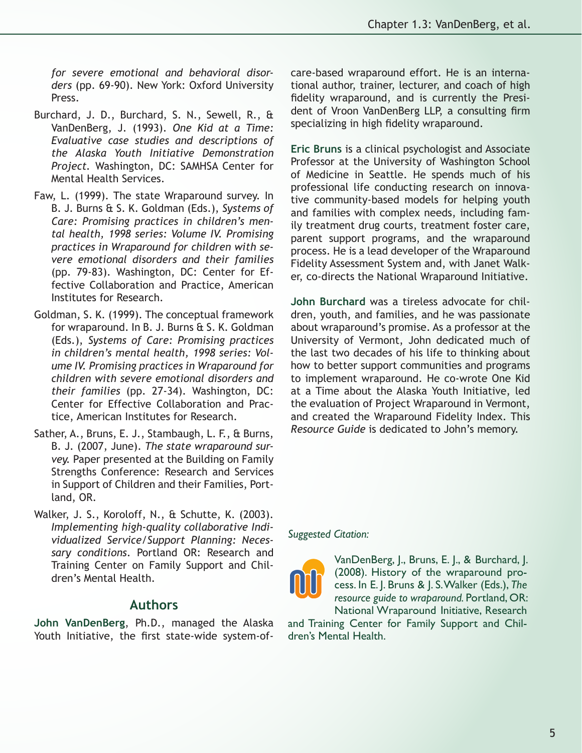*for severe emotional and behavioral disorders* (pp. 69-90). New York: Oxford University Press.

Burchard, J. D., Burchard, S. N., Sewell, R., & VanDenBerg, J. (1993). *One Kid at a Time: Evaluative case studies and descriptions of the Alaska Youth Initiative Demonstration Project*. Washington, DC: SAMHSA Center for Mental Health Services.

Faw, L. (1999). The state Wraparound survey. In B. J. Burns & S. K. Goldman (Eds.), *Systems of Care: Promising practices in children's mental health, 1998 series: Volume IV. Promising practices in Wraparound for children with severe emotional disorders and their families* (pp. 79-83). Washington, DC: Center for Effective Collaboration and Practice, American Institutes for Research.

Goldman, S. K. (1999). The conceptual framework for wraparound. In B. J. Burns & S. K. Goldman (Eds.), *Systems of Care: Promising practices in children's mental health, 1998 series: Volume IV. Promising practices in Wraparound for children with severe emotional disorders and their families* (pp. 27-34). Washington, DC: Center for Effective Collaboration and Practice, American Institutes for Research.

Sather, A., Bruns, E. J., Stambaugh, L. F., & Burns, B. J. (2007, June). *The state wraparound survey.* Paper presented at the Building on Family Strengths Conference: Research and Services in Support of Children and their Families, Portland, OR.

Walker, J. S., Koroloff, N., & Schutte, K. (2003). *Implementing high-quality collaborative Individualized Service/Support Planning: Necessary conditions*. Portland OR: Research and Training Center on Family Support and Children's Mental Health.

## Authors

**John VanDenBerg**, Ph.D., managed the Alaska Youth Initiative, the first state-wide system-of-care-based wraparound effort. He is an international author, trainer, lecturer, and coach of high fidelity wraparound, and is currently the President of Vroon VanDenBerg LLP, a consulting firm specializing in high fidelity wraparound.

**Eric Bruns** is a clinical psychologist and Associate Professor at the University of Washington School of Medicine in Seattle. He spends much of his professional life conducting research on innovative community-based models for helping youth and families with complex needs, including family treatment drug courts, treatment foster care, parent support programs, and the wraparound process. He is a lead developer of the Wraparound Fidelity Assessment System and, with Janet Walker, co-directs the National Wraparound Initiative.

**John Burchard** was a tireless advocate for children, youth, and families, and he was passionate about wraparound's promise. As a professor at the University of Vermont, John dedicated much of the last two decades of his life to thinking about how to better support communities and programs to implement wraparound. He co-wrote One Kid at a Time about the Alaska Youth Initiative, led the evaluation of Project Wraparound in Vermont, and created the Wraparound Fidelity Index. This *Resource Guide* is dedicated to John's memory.

*Suggested Citation:*

VanDenBerg, J., Bruns, E. J., & Burchard, J. (2008). History of the wraparound process. In E. J. Bruns & J. S. Walker (Eds.), *The resource guide to wraparound.* Portland, OR: National Wraparound Initiative, Research and Training Center for Family Support and Children's Mental Health.